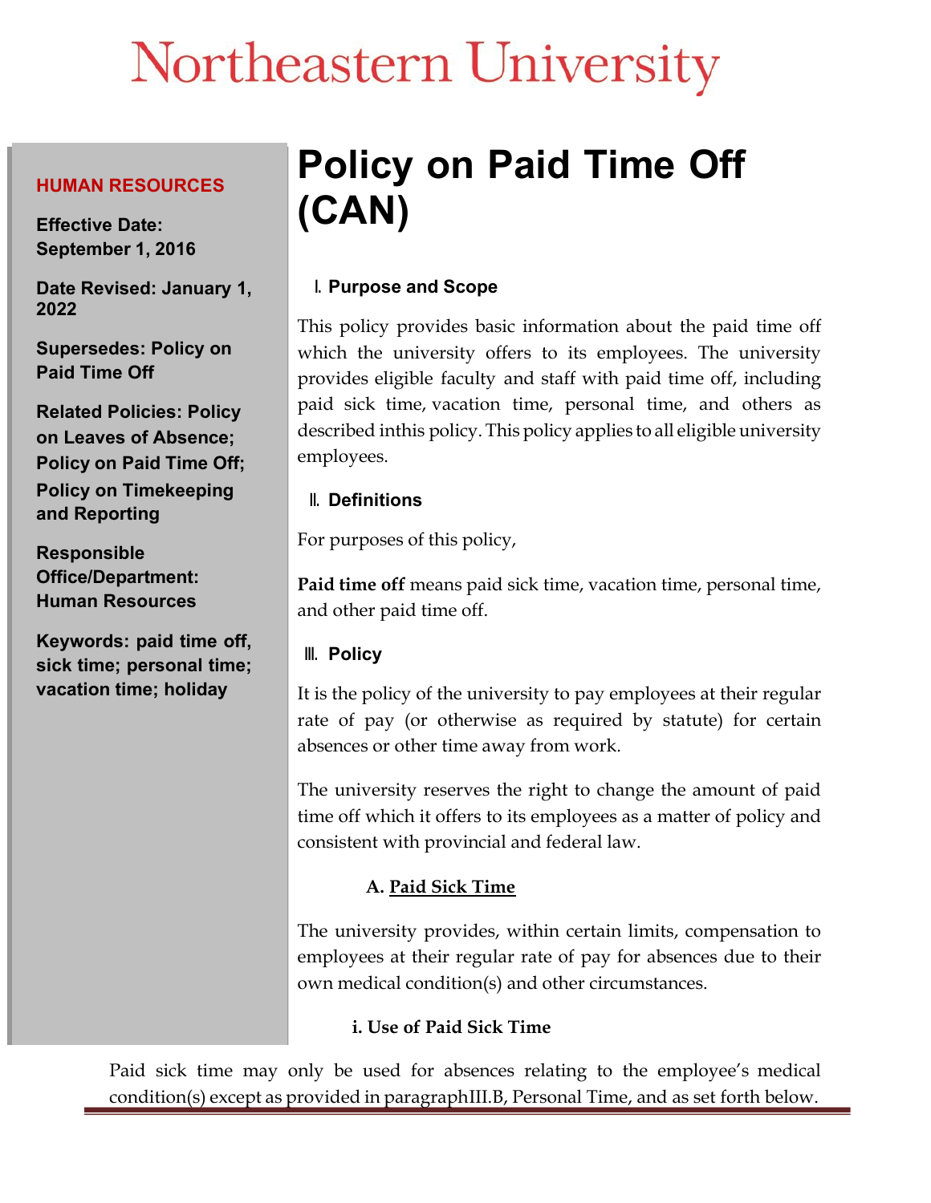# Northeastern University

**HUMAN RESOURCES**

**Effective Date: September 1, 2016**

**Date Revised: January 1, 2022**

**Supersedes: Policy on Paid Time Off**

**Related Policies: Policy on Leaves of Absence; Policy on Paid Time Off; Policy on Timekeeping and Reporting**

**Responsible Office/Department: Human Resources**

**Keywords: paid time off, sick time; personal time; vacation time; holiday**

# Policy on Paid Time Off (CAN)

## I. Purpose and Scope

This policy provides basic information about the paid time off which the university offers to its employees. The university provides eligible faculty and staff with paid time off, including paid sick time, vacation time, personal time, and others as described inthis policy. This policy applies to all eligible university employees.

## II. Definitions

For purposes of this policy,

**Paid time off** means paid sick time, vacation time, personal time, and other paid time off.

## III. Policy

It is the policy of the university to pay employees at their regular rate of pay (or otherwise as required by statute) for certain absences or other time away from work.

The university reserves the right to change the amount of paid time off which it offers to its employees as a matter of policy and consistent with provincial and federal law.

### A. Paid Sick Time

The university provides, within certain limits, compensation to employees at their regular rate of pay for absences due to their own medical condition(s) and other circumstances.

#### i. Use of Paid Sick Time

Paid sick time may only be used for absences relating to the employee's medical condition(s) except as provided in paragraphIII.B, Personal Time, and as set forth below.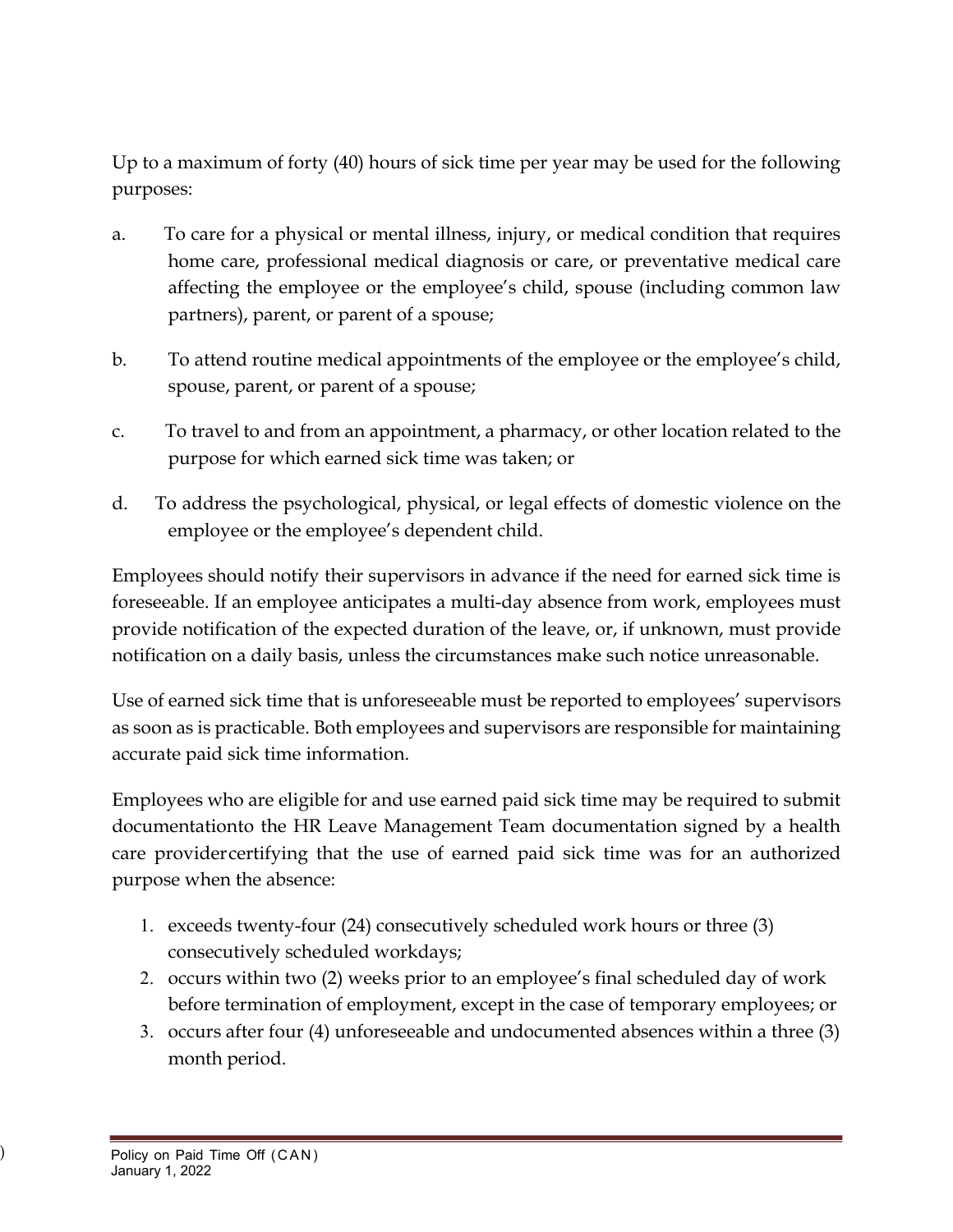Up to a maximum of forty (40) hours of sick time per year may be used for the following purposes:

a. To care for a physical or mental illness, injury, or medical condition that requires home care, professional medical diagnosis or care, or preventative medical care affecting the employee or the employee's child, spouse (including common law partners), parent, or parent of a spouse;

b. To attend routine medical appointments of the employee or the employee's child, spouse, parent, or parent of a spouse;

c. To travel to and from an appointment, a pharmacy, or other location related to the purpose for which earned sick time was taken; or

d. To address the psychological, physical, or legal effects of domestic violence on the employee or the employee's dependent child.

Employees should notify their supervisors in advance if the need for earned sick time is foreseeable. If an employee anticipates a multi-day absence from work, employees must provide notification of the expected duration of the leave, or, if unknown, must provide notification on a daily basis, unless the circumstances make such notice unreasonable.

Use of earned sick time that is unforeseeable must be reported to employees' supervisors as soon as is practicable. Both employees and supervisors are responsible for maintaining accurate paid sick time information.

Employees who are eligible for and use earned paid sick time may be required to submit documentationto the HR Leave Management Team documentation signed by a health care providercertifying that the use of earned paid sick time was for an authorized purpose when the absence:

1. exceeds twenty-four (24) consecutively scheduled work hours or three (3) consecutively scheduled workdays;
2. occurs within two (2) weeks prior to an employee's final scheduled day of work before termination of employment, except in the case of temporary employees; or
3. occurs after four (4) unforeseeable and undocumented absences within a three (3) month period.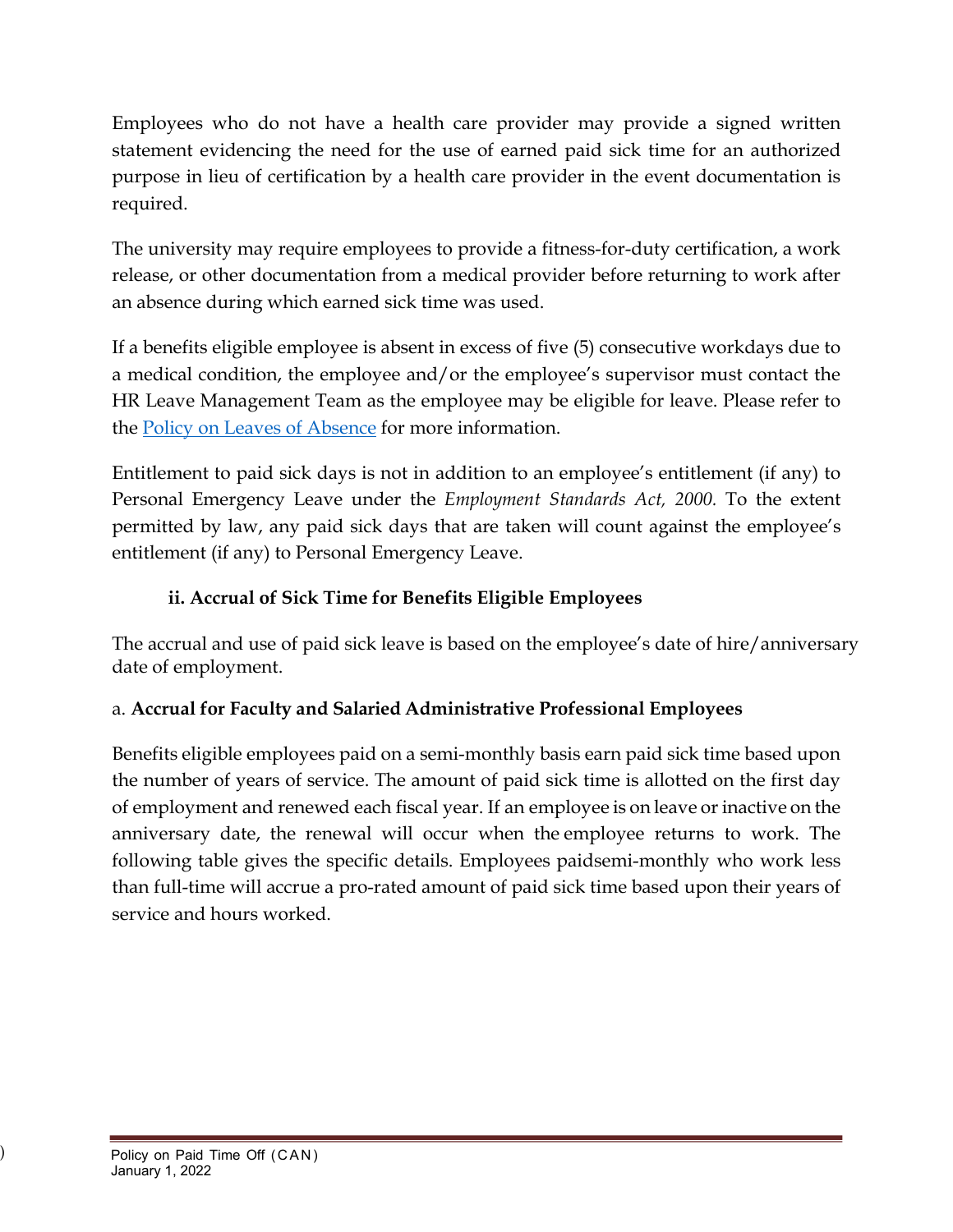Employees who do not have a health care provider may provide a signed written statement evidencing the need for the use of earned paid sick time for an authorized purpose in lieu of certification by a health care provider in the event documentation is required.

The university may require employees to provide a fitness-for-duty certification, a work release, or other documentation from a medical provider before returning to work after an absence during which earned sick time was used.

If a benefits eligible employee is absent in excess of five (5) consecutive workdays due to a medical condition, the employee and/or the employee's supervisor must contact the HR Leave Management Team as the employee may be eligible for leave. Please refer to the Policy on Leaves of Absence for more information.

Entitlement to paid sick days is not in addition to an employee's entitlement (if any) to Personal Emergency Leave under the *Employment Standards Act, 2000.* To the extent permitted by law, any paid sick days that are taken will count against the employee's entitlement (if any) to Personal Emergency Leave.

### ii. Accrual of Sick Time for Benefits Eligible Employees

The accrual and use of paid sick leave is based on the employee's date of hire/anniversary date of employment.

a. **Accrual for Faculty and Salaried Administrative Professional Employees**

Benefits eligible employees paid on a semi-monthly basis earn paid sick time based upon the number of years of service. The amount of paid sick time is allotted on the first day of employment and renewed each fiscal year. If an employee is on leave or inactive on the anniversary date, the renewal will occur when the employee returns to work. The following table gives the specific details. Employees paidsemi-monthly who work less than full-time will accrue a pro-rated amount of paid sick time based upon their years of service and hours worked.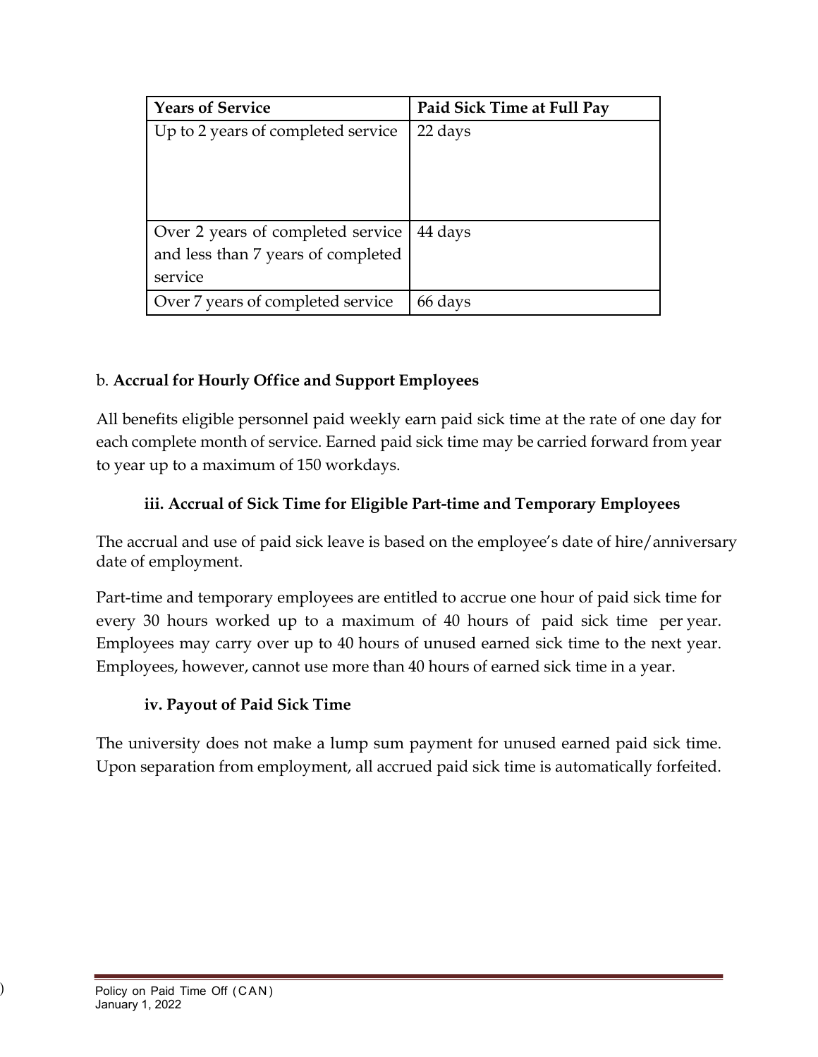| Years of Service | Paid Sick Time at Full Pay |
| --- | --- |
| Up to 2 years of completed service | 22 days |
| Over 2 years of completed service and less than 7 years of completed service | 44 days |
| Over 7 years of completed service | 66 days |

b. **Accrual for Hourly Office and Support Employees**

All benefits eligible personnel paid weekly earn paid sick time at the rate of one day for each complete month of service. Earned paid sick time may be carried forward from year to year up to a maximum of 150 workdays.

### iii. Accrual of Sick Time for Eligible Part-time and Temporary Employees

The accrual and use of paid sick leave is based on the employee's date of hire/anniversary date of employment.

Part-time and temporary employees are entitled to accrue one hour of paid sick time for every 30 hours worked up to a maximum of 40 hours of paid sick time per year. Employees may carry over up to 40 hours of unused earned sick time to the next year. Employees, however, cannot use more than 40 hours of earned sick time in a year.

### iv. Payout of Paid Sick Time

The university does not make a lump sum payment for unused earned paid sick time. Upon separation from employment, all accrued paid sick time is automatically forfeited.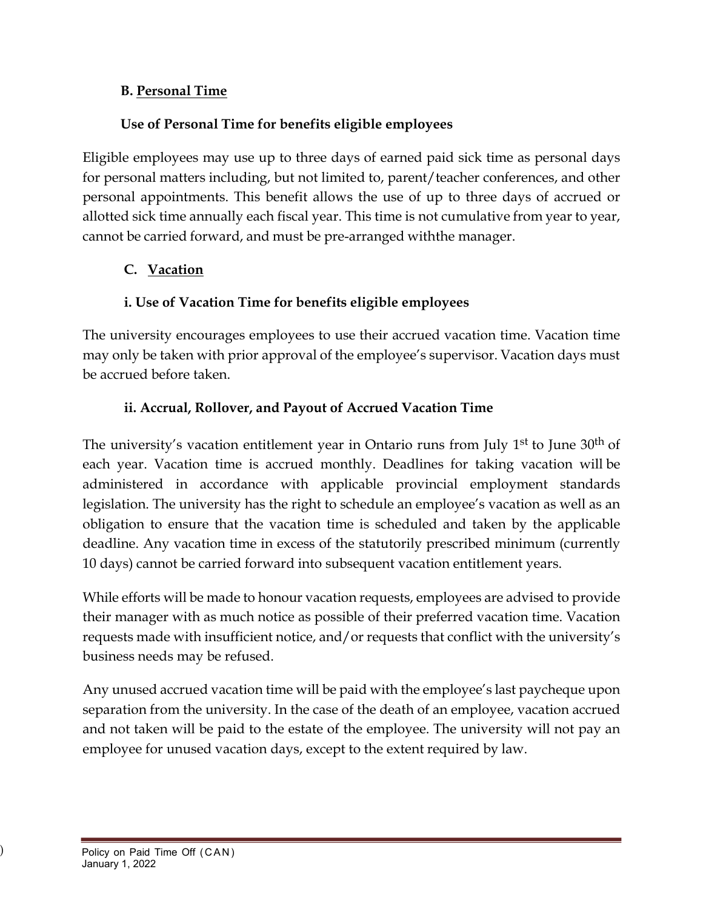### B. Personal Time

#### Use of Personal Time for benefits eligible employees

Eligible employees may use up to three days of earned paid sick time as personal days for personal matters including, but not limited to, parent/teacher conferences, and other personal appointments. This benefit allows the use of up to three days of accrued or allotted sick time annually each fiscal year. This time is not cumulative from year to year, cannot be carried forward, and must be pre-arranged withthe manager.

### C. Vacation

#### i. Use of Vacation Time for benefits eligible employees

The university encourages employees to use their accrued vacation time. Vacation time may only be taken with prior approval of the employee's supervisor. Vacation days must be accrued before taken.

#### ii. Accrual, Rollover, and Payout of Accrued Vacation Time

The university's vacation entitlement year in Ontario runs from July 1st to June 30th of each year. Vacation time is accrued monthly. Deadlines for taking vacation will be administered in accordance with applicable provincial employment standards legislation. The university has the right to schedule an employee's vacation as well as an obligation to ensure that the vacation time is scheduled and taken by the applicable deadline. Any vacation time in excess of the statutorily prescribed minimum (currently 10 days) cannot be carried forward into subsequent vacation entitlement years.

While efforts will be made to honour vacation requests, employees are advised to provide their manager with as much notice as possible of their preferred vacation time. Vacation requests made with insufficient notice, and/or requests that conflict with the university's business needs may be refused.

Any unused accrued vacation time will be paid with the employee's last paycheque upon separation from the university. In the case of the death of an employee, vacation accrued and not taken will be paid to the estate of the employee. The university will not pay an employee for unused vacation days, except to the extent required by law.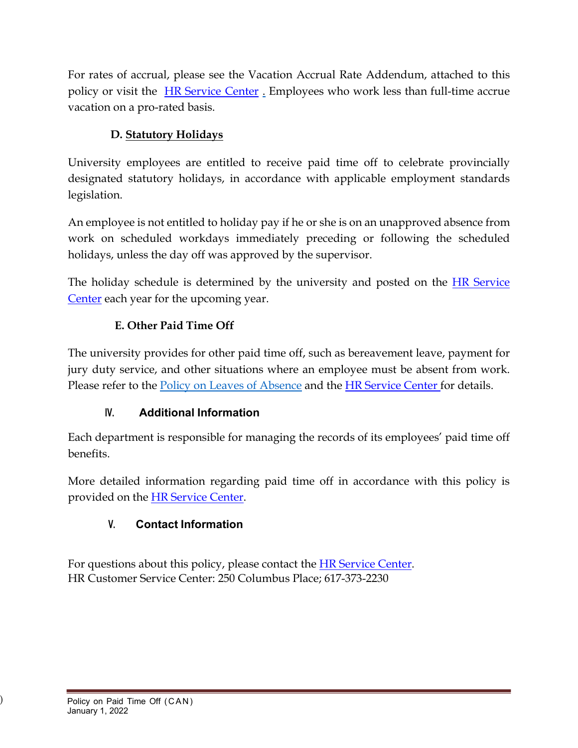For rates of accrual, please see the Vacation Accrual Rate Addendum, attached to this policy or visit the HR Service Center . Employees who work less than full-time accrue vacation on a pro-rated basis.

### D. Statutory Holidays

University employees are entitled to receive paid time off to celebrate provincially designated statutory holidays, in accordance with applicable employment standards legislation.

An employee is not entitled to holiday pay if he or she is on an unapproved absence from work on scheduled workdays immediately preceding or following the scheduled holidays, unless the day off was approved by the supervisor.

The holiday schedule is determined by the university and posted on the HR Service Center each year for the upcoming year.

### E. Other Paid Time Off

The university provides for other paid time off, such as bereavement leave, payment for jury duty service, and other situations where an employee must be absent from work. Please refer to the Policy on Leaves of Absence and the HR Service Center for details.

## IV. Additional Information

Each department is responsible for managing the records of its employees' paid time off benefits.

More detailed information regarding paid time off in accordance with this policy is provided on the HR Service Center.

## V. Contact Information

For questions about this policy, please contact the HR Service Center.
HR Customer Service Center: 250 Columbus Place; 617-373-2230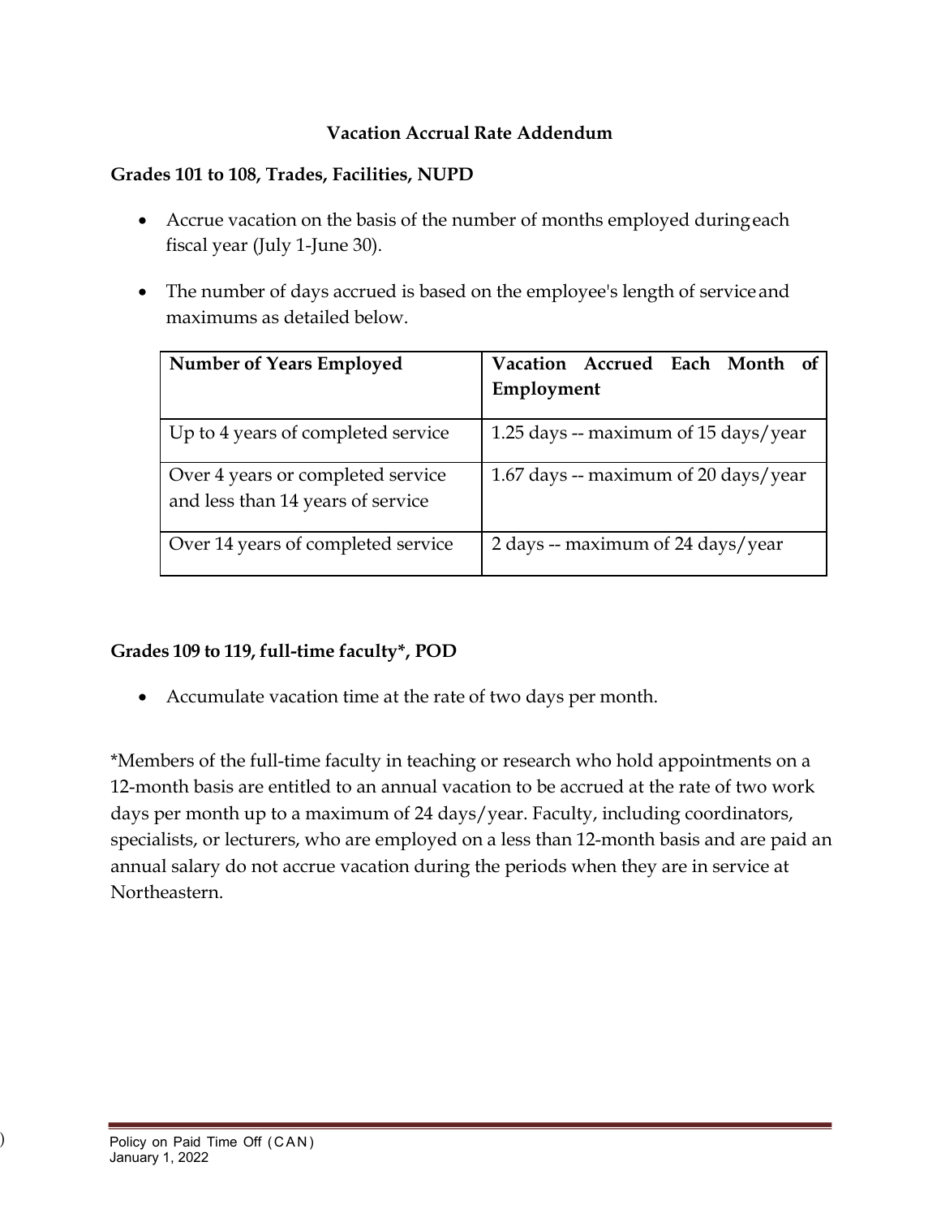# Vacation Accrual Rate Addendum

## Grades 101 to 108, Trades, Facilities, NUPD

- Accrue vacation on the basis of the number of months employed during each fiscal year (July 1-June 30).
- The number of days accrued is based on the employee's length of service and maximums as detailed below.

| Number of Years Employed | Vacation Accrued Each Month of Employment |
|---|---|
| Up to 4 years of completed service | 1.25 days -- maximum of 15 days/year |
| Over 4 years or completed service and less than 14 years of service | 1.67 days -- maximum of 20 days/year |
| Over 14 years of completed service | 2 days -- maximum of 24 days/year |

## Grades 109 to 119, full-time faculty*, POD

- Accumulate vacation time at the rate of two days per month.

*Members of the full-time faculty in teaching or research who hold appointments on a 12-month basis are entitled to an annual vacation to be accrued at the rate of two work days per month up to a maximum of 24 days/year. Faculty, including coordinators, specialists, or lecturers, who are employed on a less than 12-month basis and are paid an annual salary do not accrue vacation during the periods when they are in service at Northeastern.